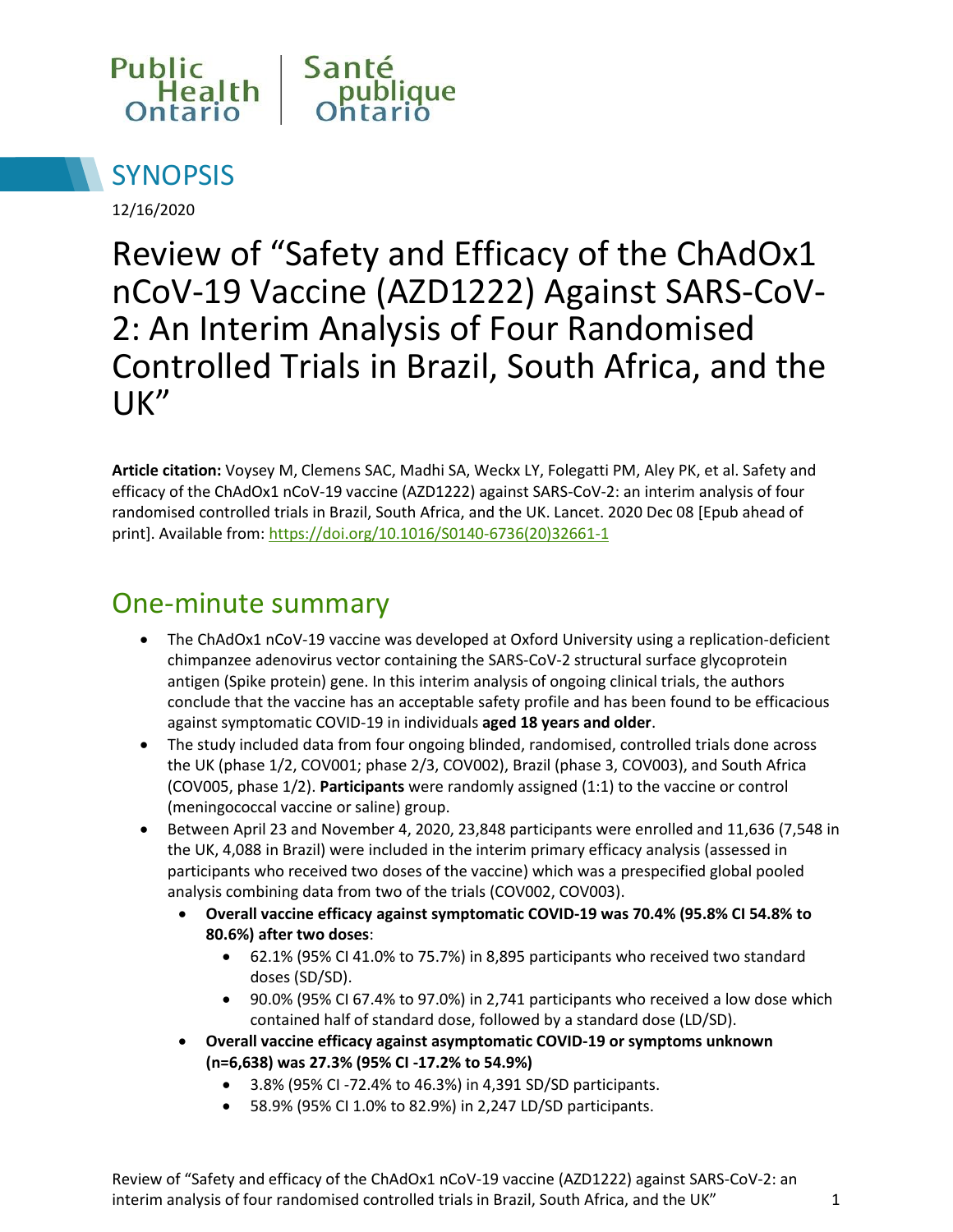Public Health Ontario | Santé publique Ontario

# SYNOPSIS

12/16/2020

# Review of "Safety and Efficacy of the ChAdOx1 nCoV-19 Vaccine (AZD1222) Against SARS-CoV-2: An Interim Analysis of Four Randomised Controlled Trials in Brazil, South Africa, and the UK"

**Article citation:** Voysey M, Clemens SAC, Madhi SA, Weckx LY, Folegatti PM, Aley PK, et al. Safety and efficacy of the ChAdOx1 nCoV-19 vaccine (AZD1222) against SARS-CoV-2: an interim analysis of four randomised controlled trials in Brazil, South Africa, and the UK. Lancet. 2020 Dec 08 [Epub ahead of print]. Available from: https://doi.org/10.1016/S0140-6736(20)32661-1

## One-minute summary

- The ChAdOx1 nCoV-19 vaccine was developed at Oxford University using a replication-deficient chimpanzee adenovirus vector containing the SARS-CoV-2 structural surface glycoprotein antigen (Spike protein) gene. In this interim analysis of ongoing clinical trials, the authors conclude that the vaccine has an acceptable safety profile and has been found to be efficacious against symptomatic COVID-19 in individuals **aged 18 years and older**.
- The study included data from four ongoing blinded, randomised, controlled trials done across the UK (phase 1/2, COV001; phase 2/3, COV002), Brazil (phase 3, COV003), and South Africa (COV005, phase 1/2). **Participants** were randomly assigned (1:1) to the vaccine or control (meningococcal vaccine or saline) group.
- Between April 23 and November 4, 2020, 23,848 participants were enrolled and 11,636 (7,548 in the UK, 4,088 in Brazil) were included in the interim primary efficacy analysis (assessed in participants who received two doses of the vaccine) which was a prespecified global pooled analysis combining data from two of the trials (COV002, COV003).
  - **Overall vaccine efficacy against symptomatic COVID-19 was 70.4% (95.8% CI 54.8% to 80.6%) after two doses**:
    - 62.1% (95% CI 41.0% to 75.7%) in 8,895 participants who received two standard doses (SD/SD).
    - 90.0% (95% CI 67.4% to 97.0%) in 2,741 participants who received a low dose which contained half of standard dose, followed by a standard dose (LD/SD).
  - **Overall vaccine efficacy against asymptomatic COVID-19 or symptoms unknown (n=6,638) was 27.3% (95% CI -17.2% to 54.9%)**
    - 3.8% (95% CI -72.4% to 46.3%) in 4,391 SD/SD participants.
    - 58.9% (95% CI 1.0% to 82.9%) in 2,247 LD/SD participants.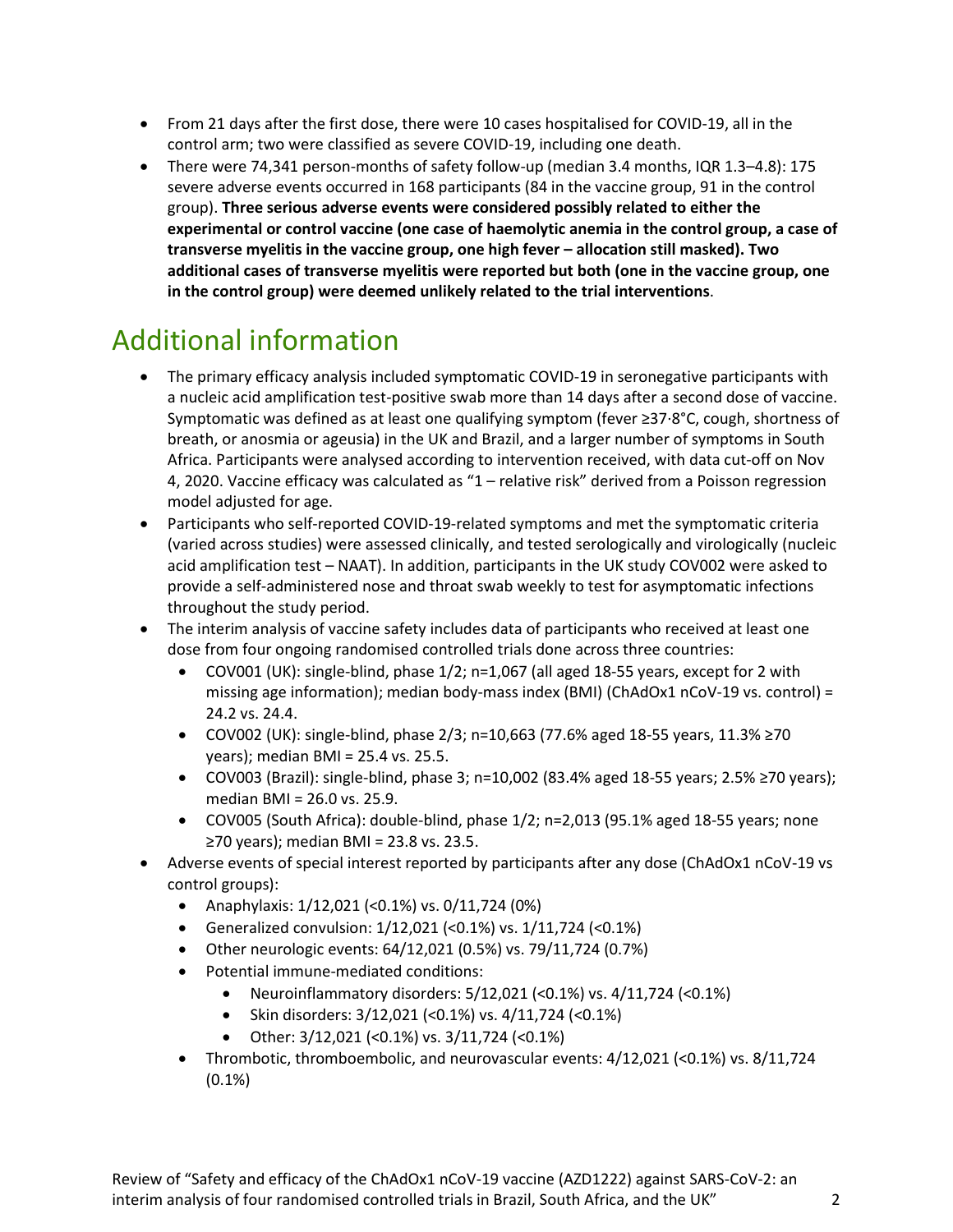- From 21 days after the first dose, there were 10 cases hospitalised for COVID-19, all in the control arm; two were classified as severe COVID-19, including one death.
- There were 74,341 person-months of safety follow-up (median 3.4 months, IQR 1.3–4.8): 175 severe adverse events occurred in 168 participants (84 in the vaccine group, 91 in the control group). **Three serious adverse events were considered possibly related to either the experimental or control vaccine (one case of haemolytic anemia in the control group, a case of transverse myelitis in the vaccine group, one high fever – allocation still masked). Two additional cases of transverse myelitis were reported but both (one in the vaccine group, one in the control group) were deemed unlikely related to the trial interventions**.

# Additional information

- The primary efficacy analysis included symptomatic COVID-19 in seronegative participants with a nucleic acid amplification test-positive swab more than 14 days after a second dose of vaccine. Symptomatic was defined as at least one qualifying symptom (fever ≥37·8°C, cough, shortness of breath, or anosmia or ageusia) in the UK and Brazil, and a larger number of symptoms in South Africa. Participants were analysed according to intervention received, with data cut-off on Nov 4, 2020. Vaccine efficacy was calculated as "1 – relative risk" derived from a Poisson regression model adjusted for age.
- Participants who self-reported COVID-19-related symptoms and met the symptomatic criteria (varied across studies) were assessed clinically, and tested serologically and virologically (nucleic acid amplification test – NAAT). In addition, participants in the UK study COV002 were asked to provide a self-administered nose and throat swab weekly to test for asymptomatic infections throughout the study period.
- The interim analysis of vaccine safety includes data of participants who received at least one dose from four ongoing randomised controlled trials done across three countries:
  - COV001 (UK): single-blind, phase 1/2; n=1,067 (all aged 18-55 years, except for 2 with missing age information); median body-mass index (BMI) (ChAdOx1 nCoV-19 vs. control) = 24.2 vs. 24.4.
  - COV002 (UK): single-blind, phase 2/3; n=10,663 (77.6% aged 18-55 years, 11.3% ≥70 years); median BMI = 25.4 vs. 25.5.
  - COV003 (Brazil): single-blind, phase 3; n=10,002 (83.4% aged 18-55 years; 2.5% ≥70 years); median BMI = 26.0 vs. 25.9.
  - COV005 (South Africa): double-blind, phase 1/2; n=2,013 (95.1% aged 18-55 years; none ≥70 years); median BMI = 23.8 vs. 23.5.
- Adverse events of special interest reported by participants after any dose (ChAdOx1 nCoV-19 vs control groups):
  - Anaphylaxis: 1/12,021 (<0.1%) vs. 0/11,724 (0%)
  - Generalized convulsion: 1/12,021 (<0.1%) vs. 1/11,724 (<0.1%)
  - Other neurologic events: 64/12,021 (0.5%) vs. 79/11,724 (0.7%)
  - Potential immune-mediated conditions:
    - Neuroinflammatory disorders: 5/12,021 (<0.1%) vs. 4/11,724 (<0.1%)
    - Skin disorders: 3/12,021 (<0.1%) vs. 4/11,724 (<0.1%)
    - Other: 3/12,021 (<0.1%) vs. 3/11,724 (<0.1%)
  - Thrombotic, thromboembolic, and neurovascular events: 4/12,021 (<0.1%) vs. 8/11,724 (0.1%)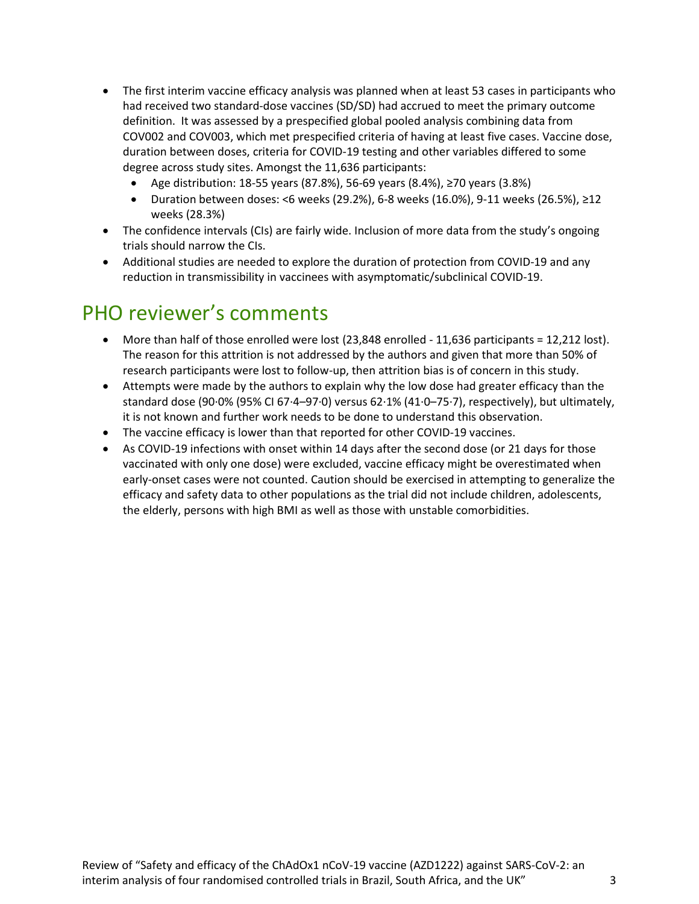- The first interim vaccine efficacy analysis was planned when at least 53 cases in participants who had received two standard-dose vaccines (SD/SD) had accrued to meet the primary outcome definition. It was assessed by a prespecified global pooled analysis combining data from COV002 and COV003, which met prespecified criteria of having at least five cases. Vaccine dose, duration between doses, criteria for COVID-19 testing and other variables differed to some degree across study sites. Amongst the 11,636 participants:
  - Age distribution: 18-55 years (87.8%), 56-69 years (8.4%), ≥70 years (3.8%)
  - Duration between doses: <6 weeks (29.2%), 6-8 weeks (16.0%), 9-11 weeks (26.5%), ≥12 weeks (28.3%)
- The confidence intervals (CIs) are fairly wide. Inclusion of more data from the study's ongoing trials should narrow the CIs.
- Additional studies are needed to explore the duration of protection from COVID-19 and any reduction in transmissibility in vaccinees with asymptomatic/subclinical COVID-19.

# PHO reviewer's comments

- More than half of those enrolled were lost (23,848 enrolled - 11,636 participants = 12,212 lost). The reason for this attrition is not addressed by the authors and given that more than 50% of research participants were lost to follow-up, then attrition bias is of concern in this study.
- Attempts were made by the authors to explain why the low dose had greater efficacy than the standard dose (90·0% (95% CI 67·4–97·0) versus 62·1% (41·0–75·7), respectively), but ultimately, it is not known and further work needs to be done to understand this observation.
- The vaccine efficacy is lower than that reported for other COVID-19 vaccines.
- As COVID-19 infections with onset within 14 days after the second dose (or 21 days for those vaccinated with only one dose) were excluded, vaccine efficacy might be overestimated when early-onset cases were not counted. Caution should be exercised in attempting to generalize the efficacy and safety data to other populations as the trial did not include children, adolescents, the elderly, persons with high BMI as well as those with unstable comorbidities.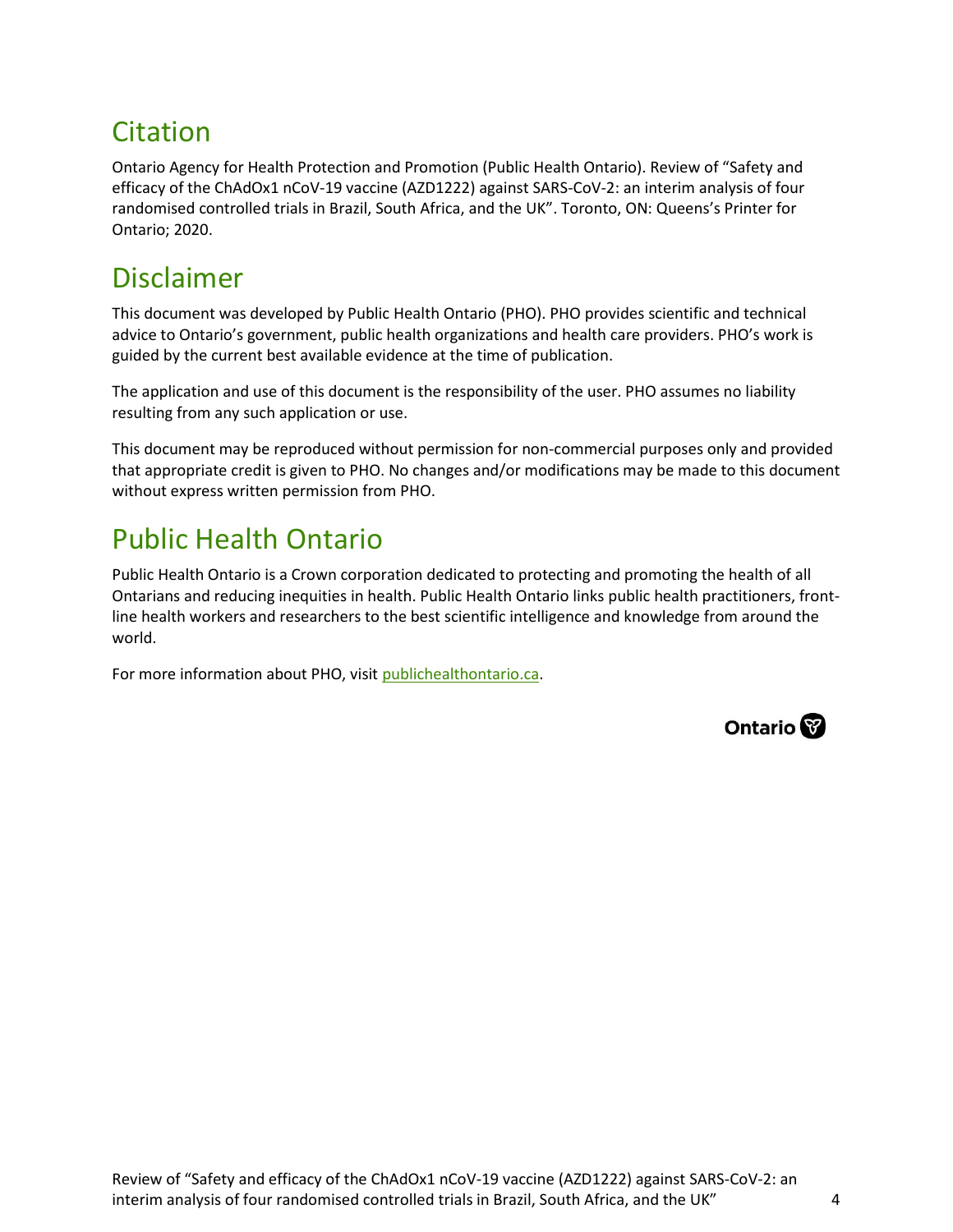# Citation

Ontario Agency for Health Protection and Promotion (Public Health Ontario). Review of "Safety and efficacy of the ChAdOx1 nCoV-19 vaccine (AZD1222) against SARS-CoV-2: an interim analysis of four randomised controlled trials in Brazil, South Africa, and the UK". Toronto, ON: Queens's Printer for Ontario; 2020.

# Disclaimer

This document was developed by Public Health Ontario (PHO). PHO provides scientific and technical advice to Ontario's government, public health organizations and health care providers. PHO's work is guided by the current best available evidence at the time of publication.

The application and use of this document is the responsibility of the user. PHO assumes no liability resulting from any such application or use.

This document may be reproduced without permission for non-commercial purposes only and provided that appropriate credit is given to PHO. No changes and/or modifications may be made to this document without express written permission from PHO.

# Public Health Ontario

Public Health Ontario is a Crown corporation dedicated to protecting and promoting the health of all Ontarians and reducing inequities in health. Public Health Ontario links public health practitioners, front-line health workers and researchers to the best scientific intelligence and knowledge from around the world.

For more information about PHO, visit publichealthontario.ca.

Ontario